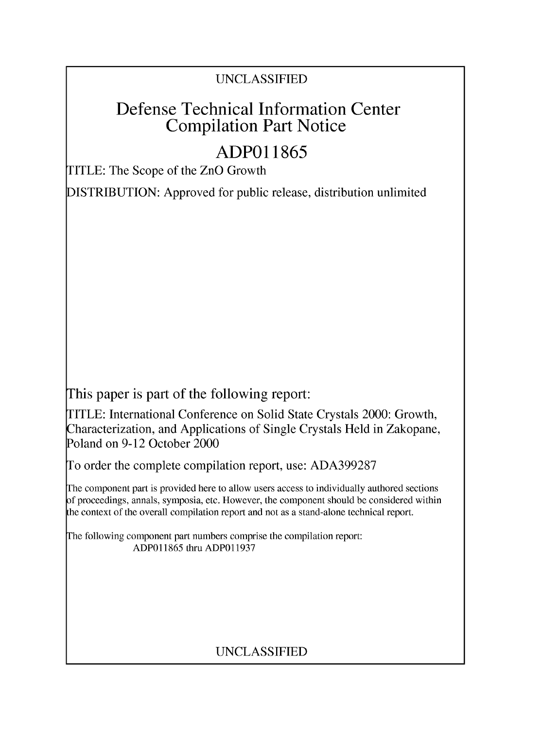UNCLASSIFIED

# Defense Technical Information Center Compilation Part Notice

# ADP011865

TITLE: The Scope of the ZnO Growth

DISTRIBUTION: Approved for public release, distribution unlimited

This paper is part of the following report:

TITLE: International Conference on Solid State Crystals 2000: Growth, Characterization, and Applications of Single Crystals Held in Zakopane, Poland on 9-12 October 2000

To order the complete compilation report, use: ADA399287

The component part is provided here to allow users access to individually authored sections of proceedings, annals, symposia, etc. However, the component should be considered within the context of the overall compilation report and not as a stand-alone technical report.

The following component part numbers comprise the compilation report:
ADP011865 thru ADP011937

UNCLASSIFIED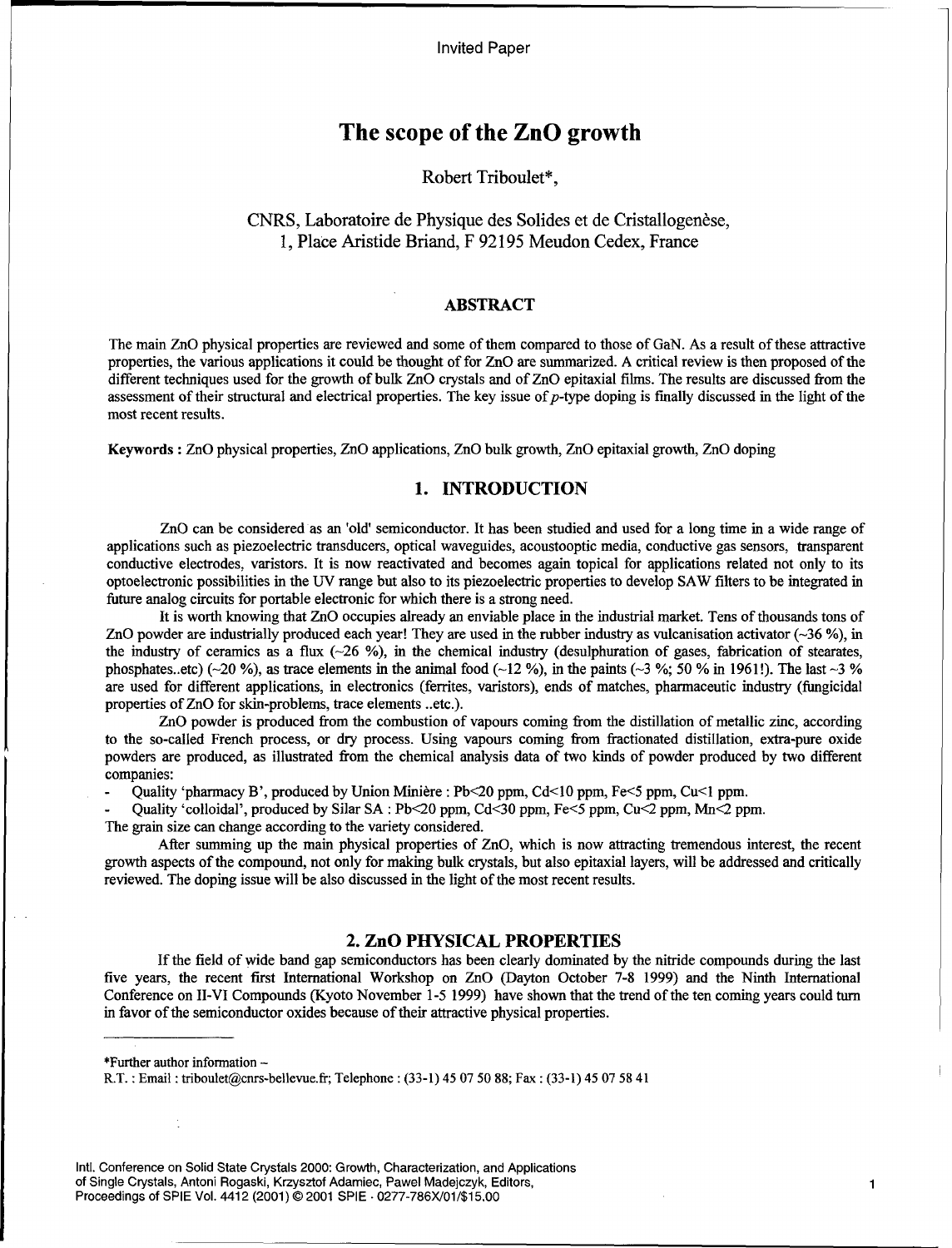Invited Paper

# The scope of the ZnO growth

Robert Triboulet*,

CNRS, Laboratoire de Physique des Solides et de Cristallogenèse,
1, Place Aristide Briand, F 92195 Meudon Cedex, France

## ABSTRACT

The main ZnO physical properties are reviewed and some of them compared to those of GaN. As a result of these attractive properties, the various applications it could be thought of for ZnO are summarized. A critical review is then proposed of the different techniques used for the growth of bulk ZnO crystals and of ZnO epitaxial films. The results are discussed from the assessment of their structural and electrical properties. The key issue of *p*-type doping is finally discussed in the light of the most recent results.

**Keywords :** ZnO physical properties, ZnO applications, ZnO bulk growth, ZnO epitaxial growth, ZnO doping

## 1. INTRODUCTION

ZnO can be considered as an 'old' semiconductor. It has been studied and used for a long time in a wide range of applications such as piezoelectric transducers, optical waveguides, acoustooptic media, conductive gas sensors, transparent conductive electrodes, varistors. It is now reactivated and becomes again topical for applications related not only to its optoelectronic possibilities in the UV range but also to its piezoelectric properties to develop SAW filters to be integrated in future analog circuits for portable electronic for which there is a strong need.

It is worth knowing that ZnO occupies already an enviable place in the industrial market. Tens of thousands tons of ZnO powder are industrially produced each year! They are used in the rubber industry as vulcanisation activator (~36 %), in the industry of ceramics as a flux (~26 %), in the chemical industry (desulphuration of gases, fabrication of stearates, phosphates..etc) (~20 %), as trace elements in the animal food (~12 %), in the paints (~3 %; 50 % in 1961!). The last ~3 % are used for different applications, in electronics (ferrites, varistors), ends of matches, pharmaceutic industry (fungicidal properties of ZnO for skin-problems, trace elements ..etc.).

ZnO powder is produced from the combustion of vapours coming from the distillation of metallic zinc, according to the so-called French process, or dry process. Using vapours coming from fractionated distillation, extra-pure oxide powders are produced, as illustrated from the chemical analysis data of two kinds of powder produced by two different companies:

- Quality 'pharmacy B', produced by Union Minière : Pb<20 ppm, Cd<10 ppm, Fe<5 ppm, Cu<1 ppm.
- Quality 'colloidal', produced by Silar SA : Pb<20 ppm, Cd<30 ppm, Fe<5 ppm, Cu<2 ppm, Mn<2 ppm.

The grain size can change according to the variety considered.

After summing up the main physical properties of ZnO, which is now attracting tremendous interest, the recent growth aspects of the compound, not only for making bulk crystals, but also epitaxial layers, will be addressed and critically reviewed. The doping issue will be also discussed in the light of the most recent results.

## 2. ZnO PHYSICAL PROPERTIES

If the field of wide band gap semiconductors has been clearly dominated by the nitride compounds during the last five years, the recent first International Workshop on ZnO (Dayton October 7-8 1999) and the Ninth International Conference on II-VI Compounds (Kyoto November 1-5 1999) have shown that the trend of the ten coming years could turn in favor of the semiconductor oxides because of their attractive physical properties.

*Further author information –
R.T. : Email : triboulet@cnrs-bellevue.fr; Telephone : (33-1) 45 07 50 88; Fax : (33-1) 45 07 58 41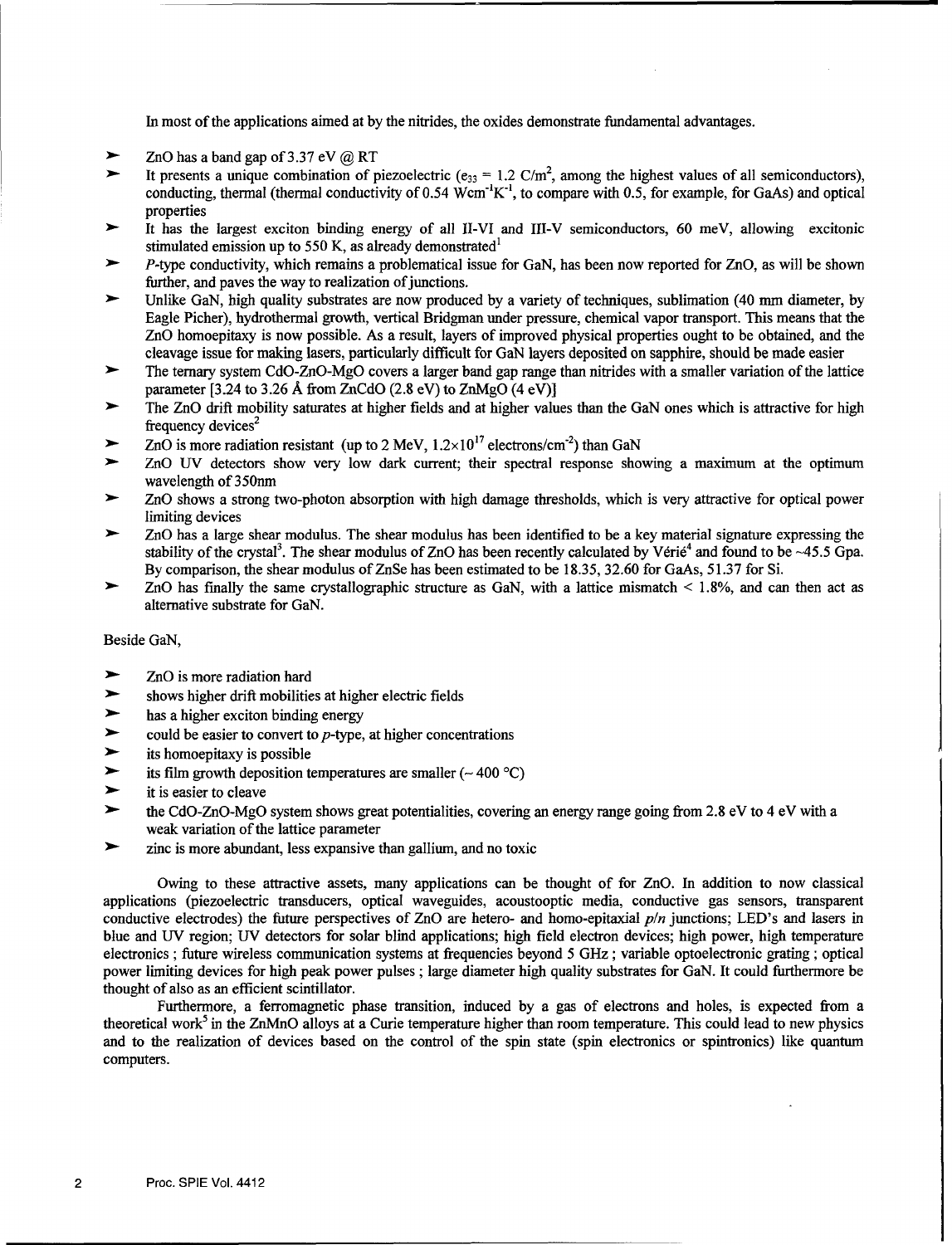In most of the applications aimed at by the nitrides, the oxides demonstrate fundamental advantages.

- ZnO has a band gap of 3.37 eV @ RT
- It presents a unique combination of piezoelectric ($e_{33}$ = 1.2 C/m$^2$, among the highest values of all semiconductors), conducting, thermal (thermal conductivity of 0.54 Wcm$^{-1}$K$^{-1}$, to compare with 0.5, for example, for GaAs) and optical properties
- It has the largest exciton binding energy of all II-VI and III-V semiconductors, 60 meV, allowing excitonic stimulated emission up to 550 K, as already demonstrated[1]
- *P*-type conductivity, which remains a problematical issue for GaN, has been now reported for ZnO, as will be shown further, and paves the way to realization of junctions.
- Unlike GaN, high quality substrates are now produced by a variety of techniques, sublimation (40 mm diameter, by Eagle Picher), hydrothermal growth, vertical Bridgman under pressure, chemical vapor transport. This means that the ZnO homoepitaxy is now possible. As a result, layers of improved physical properties ought to be obtained, and the cleavage issue for making lasers, particularly difficult for GaN layers deposited on sapphire, should be made easier
- The ternary system CdO-ZnO-MgO covers a larger band gap range than nitrides with a smaller variation of the lattice parameter [3.24 to 3.26 Å from ZnCdO (2.8 eV) to ZnMgO (4 eV)]
- The ZnO drift mobility saturates at higher fields and at higher values than the GaN ones which is attractive for high frequency devices[2]
- ZnO is more radiation resistant (up to 2 MeV, $1.2 \times 10^{17}$ electrons/cm$^{-2}$) than GaN
- ZnO UV detectors show very low dark current; their spectral response showing a maximum at the optimum wavelength of 350nm
- ZnO shows a strong two-photon absorption with high damage thresholds, which is very attractive for optical power limiting devices
- ZnO has a large shear modulus. The shear modulus has been identified to be a key material signature expressing the stability of the crystal[3]. The shear modulus of ZnO has been recently calculated by Vérié[4] and found to be ~45.5 Gpa. By comparison, the shear modulus of ZnSe has been estimated to be 18.35, 32.60 for GaAs, 51.37 for Si.
- ZnO has finally the same crystallographic structure as GaN, with a lattice mismatch < 1.8%, and can then act as alternative substrate for GaN.

Beside GaN,

- ZnO is more radiation hard
- shows higher drift mobilities at higher electric fields
- has a higher exciton binding energy
- could be easier to convert to *p*-type, at higher concentrations
- its homoepitaxy is possible
- its film growth deposition temperatures are smaller (~ 400 °C)
- it is easier to cleave
- the CdO-ZnO-MgO system shows great potentialities, covering an energy range going from 2.8 eV to 4 eV with a weak variation of the lattice parameter
- zinc is more abundant, less expansive than gallium, and no toxic

Owing to these attractive assets, many applications can be thought of for ZnO. In addition to now classical applications (piezoelectric transducers, optical waveguides, acoustooptic media, conductive gas sensors, transparent conductive electrodes) the future perspectives of ZnO are hetero- and homo-epitaxial *p/n* junctions; LED's and lasers in blue and UV region; UV detectors for solar blind applications; high field electron devices; high power, high temperature electronics ; future wireless communication systems at frequencies beyond 5 GHz ; variable optoelectronic grating ; optical power limiting devices for high peak power pulses ; large diameter high quality substrates for GaN. It could furthermore be thought of also as an efficient scintillator.

Furthermore, a ferromagnetic phase transition, induced by a gas of electrons and holes, is expected from a theoretical work[5] in the ZnMnO alloys at a Curie temperature higher than room temperature. This could lead to new physics and to the realization of devices based on the control of the spin state (spin electronics or spintronics) like quantum computers.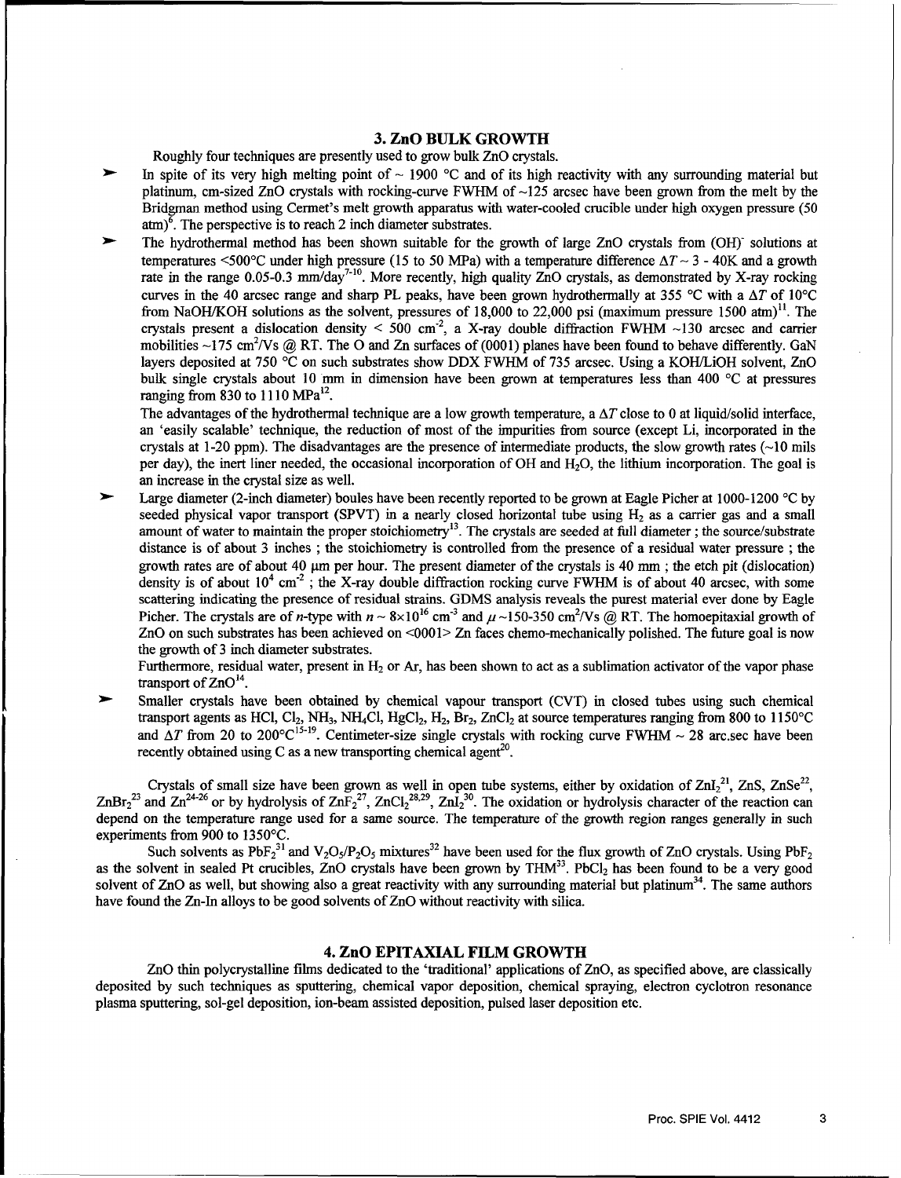## 3. ZnO BULK GROWTH

Roughly four techniques are presently used to grow bulk ZnO crystals.

- In spite of its very high melting point of ~ 1900 °C and of its high reactivity with any surrounding material but platinum, cm-sized ZnO crystals with rocking-curve FWHM of ~125 arcsec have been grown from the melt by the Bridgman method using Cermet's melt growth apparatus with water-cooled crucible under high oxygen pressure (50 atm)[6]. The perspective is to reach 2 inch diameter substrates.
- The hydrothermal method has been shown suitable for the growth of large ZnO crystals from $(OH)^-$ solutions at temperatures <500°C under high pressure (15 to 50 MPa) with a temperature difference $\Delta T \sim 3$ - 40K and a growth rate in the range 0.05-0.3 mm/day[7-10]. More recently, high quality ZnO crystals, as demonstrated by X-ray rocking curves in the 40 arcsec range and sharp PL peaks, have been grown hydrothermally at 355 °C with a $\Delta T$ of 10°C from NaOH/KOH solutions as the solvent, pressures of 18,000 to 22,000 psi (maximum pressure 1500 atm)[11]. The crystals present a dislocation density < 500 $cm^{-2}$, a X-ray double diffraction FWHM ~130 arcsec and carrier mobilities ~175 $cm^2$/Vs @ RT. The O and Zn surfaces of (0001) planes have been found to behave differently. GaN layers deposited at 750 °C on such substrates show DDX FWHM of 735 arcsec. Using a KOH/LiOH solvent, ZnO bulk single crystals about 10 mm in dimension have been grown at temperatures less than 400 °C at pressures ranging from 830 to 1110 MPa[12].

  The advantages of the hydrothermal technique are a low growth temperature, a $\Delta T$ close to 0 at liquid/solid interface, an 'easily scalable' technique, the reduction of most of the impurities from source (except Li, incorporated in the crystals at 1-20 ppm). The disadvantages are the presence of intermediate products, the slow growth rates (~10 mils per day), the inert liner needed, the occasional incorporation of OH and $H_2O$, the lithium incorporation. The goal is an increase in the crystal size as well.
- Large diameter (2-inch diameter) boules have been recently reported to be grown at Eagle Picher at 1000-1200 °C by seeded physical vapor transport (SPVT) in a nearly closed horizontal tube using $H_2$ as a carrier gas and a small amount of water to maintain the proper stoichiometry[13]. The crystals are seeded at full diameter ; the source/substrate distance is of about 3 inches ; the stoichiometry is controlled from the presence of a residual water pressure ; the growth rates are of about 40 μm per hour. The present diameter of the crystals is 40 mm ; the etch pit (dislocation) density is of about $10^4$ $cm^{-2}$ ; the X-ray double diffraction rocking curve FWHM is of about 40 arcsec, with some scattering indicating the presence of residual strains. GDMS analysis reveals the purest material ever done by Eagle Picher. The crystals are of *n*-type with $n \sim 8\times10^{16}$ $cm^{-3}$ and $\mu \sim 150$-350 $cm^2$/Vs @ RT. The homoepitaxial growth of ZnO on such substrates has been achieved on <0001> Zn faces chemo-mechanically polished. The future goal is now the growth of 3 inch diameter substrates.

  Furthermore, residual water, present in $H_2$ or Ar, has been shown to act as a sublimation activator of the vapor phase transport of ZnO[14].
- Smaller crystals have been obtained by chemical vapour transport (CVT) in closed tubes using such chemical transport agents as HCl, $Cl_2$, $NH_3$, $NH_4Cl$, $HgCl_2$, $H_2$, $Br_2$, $ZnCl_2$ at source temperatures ranging from 800 to 1150°C and $\Delta T$ from 20 to 200°C[15-19]. Centimeter-size single crystals with rocking curve FWHM ~ 28 arc.sec have been recently obtained using C as a new transporting chemical agent[20].

Crystals of small size have been grown as well in open tube systems, either by oxidation of $ZnI_2$[21], ZnS, ZnSe[22], $ZnBr_2$[23] and Zn[24-26] or by hydrolysis of $ZnF_2$[27], $ZnCl_2$[28,29], $ZnI_2$[30]. The oxidation or hydrolysis character of the reaction can depend on the temperature range used for a same source. The temperature of the growth region ranges generally in such experiments from 900 to 1350°C.

Such solvents as $PbF_2$[31] and $V_2O_5/P_2O_5$ mixtures[32] have been used for the flux growth of ZnO crystals. Using $PbF_2$ as the solvent in sealed Pt crucibles, ZnO crystals have been grown by THM[33]. $PbCl_2$ has been found to be a very good solvent of ZnO as well, but showing also a great reactivity with any surrounding material but platinum[34]. The same authors have found the Zn-In alloys to be good solvents of ZnO without reactivity with silica.

## 4. ZnO EPITAXIAL FILM GROWTH

ZnO thin polycrystalline films dedicated to the 'traditional' applications of ZnO, as specified above, are classically deposited by such techniques as sputtering, chemical vapor deposition, chemical spraying, electron cyclotron resonance plasma sputtering, sol-gel deposition, ion-beam assisted deposition, pulsed laser deposition etc.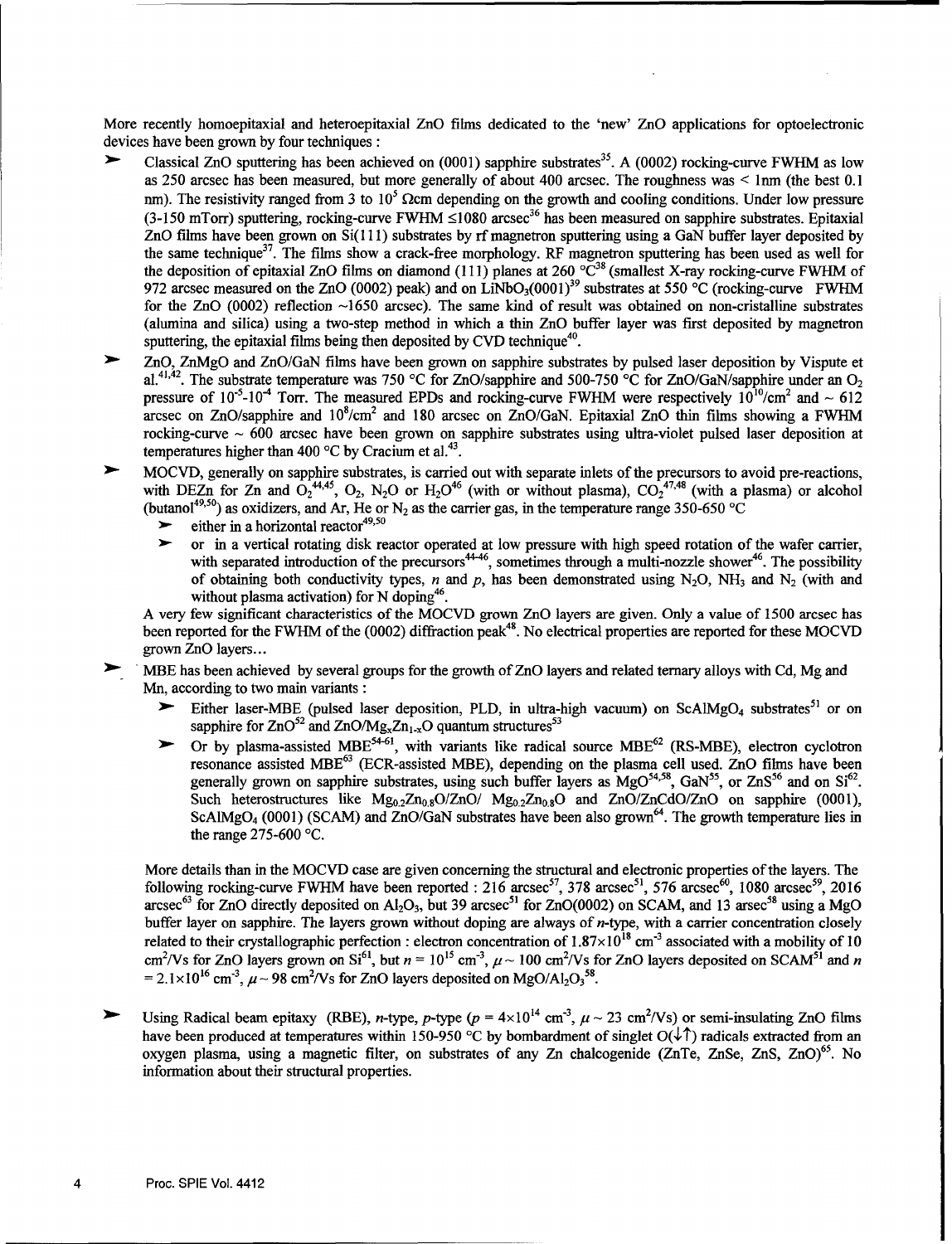More recently homoepitaxial and heteroepitaxial ZnO films dedicated to the 'new' ZnO applications for optoelectronic devices have been grown by four techniques :

- Classical ZnO sputtering has been achieved on (0001) sapphire substrates[35]. A (0002) rocking-curve FWHM as low as 250 arcsec has been measured, but more generally of about 400 arcsec. The roughness was < 1nm (the best 0.1 nm). The resistivity ranged from 3 to $10^5$ Ωcm depending on the growth and cooling conditions. Under low pressure (3-150 mTorr) sputtering, rocking-curve FWHM ≤1080 arcsec[36] has been measured on sapphire substrates. Epitaxial ZnO films have been grown on Si(111) substrates by rf magnetron sputtering using a GaN buffer layer deposited by the same technique[37]. The films show a crack-free morphology. RF magnetron sputtering has been used as well for the deposition of epitaxial ZnO films on diamond (111) planes at 260 °C[38] (smallest X-ray rocking-curve FWHM of 972 arcsec measured on the ZnO (0002) peak) and on $LiNbO_3(0001)$[39] substrates at 550 °C (rocking-curve FWHM for the ZnO (0002) reflection ~1650 arcsec). The same kind of result was obtained on non-cristalline substrates (alumina and silica) using a two-step method in which a thin ZnO buffer layer was first deposited by magnetron sputtering, the epitaxial films being then deposited by CVD technique[40].
- ZnO, ZnMgO and ZnO/GaN films have been grown on sapphire substrates by pulsed laser deposition by Vispute et al.[41,42]. The substrate temperature was 750 °C for ZnO/sapphire and 500-750 °C for ZnO/GaN/sapphire under an $O_2$ pressure of $10^{-5}$-$10^{-4}$ Torr. The measured EPDs and rocking-curve FWHM were respectively $10^{10}/cm^2$ and ~ 612 arcsec on ZnO/sapphire and $10^8/cm^2$ and 180 arcsec on ZnO/GaN. Epitaxial ZnO thin films showing a FWHM rocking-curve ~ 600 arcsec have been grown on sapphire substrates using ultra-violet pulsed laser deposition at temperatures higher than 400 °C by Cracium et al.[43].
- MOCVD, generally on sapphire substrates, is carried out with separate inlets of the precursors to avoid pre-reactions, with DEZn for Zn and $O_2$[44,45], $O_2$, $N_2O$ or $H_2O$[46] (with or without plasma), $CO_2$[47,48] (with a plasma) or alcohol (butanol[49,50]) as oxidizers, and Ar, He or $N_2$ as the carrier gas, in the temperature range 350-650 °C
  - either in a horizontal reactor[49,50]
  - or in a vertical rotating disk reactor operated at low pressure with high speed rotation of the wafer carrier, with separated introduction of the precursors[44-46], sometimes through a multi-nozzle shower[46]. The possibility of obtaining both conductivity types, *n* and *p*, has been demonstrated using $N_2O$, $NH_3$ and $N_2$ (with and without plasma activation) for N doping[46].

  A very few significant characteristics of the MOCVD grown ZnO layers are given. Only a value of 1500 arcsec has been reported for the FWHM of the (0002) diffraction peak[48]. No electrical properties are reported for these MOCVD grown ZnO layers…
- MBE has been achieved by several groups for the growth of ZnO layers and related ternary alloys with Cd, Mg and Mn, according to two main variants :
  - Either laser-MBE (pulsed laser deposition, PLD, in ultra-high vacuum) on $ScAlMgO_4$ substrates[51] or on sapphire for ZnO[52] and $ZnO/Mg_xZn_{1-x}O$ quantum structures[53]
  - Or by plasma-assisted MBE[54-61], with variants like radical source MBE[62] (RS-MBE), electron cyclotron resonance assisted MBE[63] (ECR-assisted MBE), depending on the plasma cell used. ZnO films have been generally grown on sapphire substrates, using such buffer layers as MgO[54,58], GaN[55], or ZnS[56] and on Si[62]. Such heterostructures like $Mg_{0.2}Zn_{0.8}O/ZnO/\ Mg_{0.2}Zn_{0.8}O$ and ZnO/ZnCdO/ZnO on sapphire (0001), $ScAlMgO_4$ (0001) (SCAM) and ZnO/GaN substrates have been also grown[64]. The growth temperature lies in the range 275-600 °C.

  More details than in the MOCVD case are given concerning the structural and electronic properties of the layers. The following rocking-curve FWHM have been reported : 216 arcsec[57], 378 arcsec[51], 576 arcsec[60], 1080 arcsec[59], 2016 arcsec[63] for ZnO directly deposited on $Al_2O_3$, but 39 arcsec[51] for ZnO(0002) on SCAM, and 13 arsec[58] using a MgO buffer layer on sapphire. The layers grown without doping are always of *n*-type, with a carrier concentration closely related to their crystallographic perfection : electron concentration of $1.87\times10^{18}$ $cm^{-3}$ associated with a mobility of 10 $cm^2/Vs$ for ZnO layers grown on Si[61], but $n = 10^{15}$ $cm^{-3}$, $\mu \sim 100$ $cm^2/Vs$ for ZnO layers deposited on SCAM[51] and $n = 2.1\times10^{16}$ $cm^{-3}$, $\mu \sim 98$ $cm^2/Vs$ for ZnO layers deposited on $MgO/Al_2O_3$[58].

- Using Radical beam epitaxy (RBE), *n*-type, *p*-type ($p = 4\times10^{14}$ $cm^{-3}$, $\mu \sim 23$ $cm^2/Vs$) or semi-insulating ZnO films have been produced at temperatures within 150-950 °C by bombardment of singlet O(↓↑) radicals extracted from an oxygen plasma, using a magnetic filter, on substrates of any Zn chalcogenide (ZnTe, ZnSe, ZnS, ZnO)[65]. No information about their structural properties.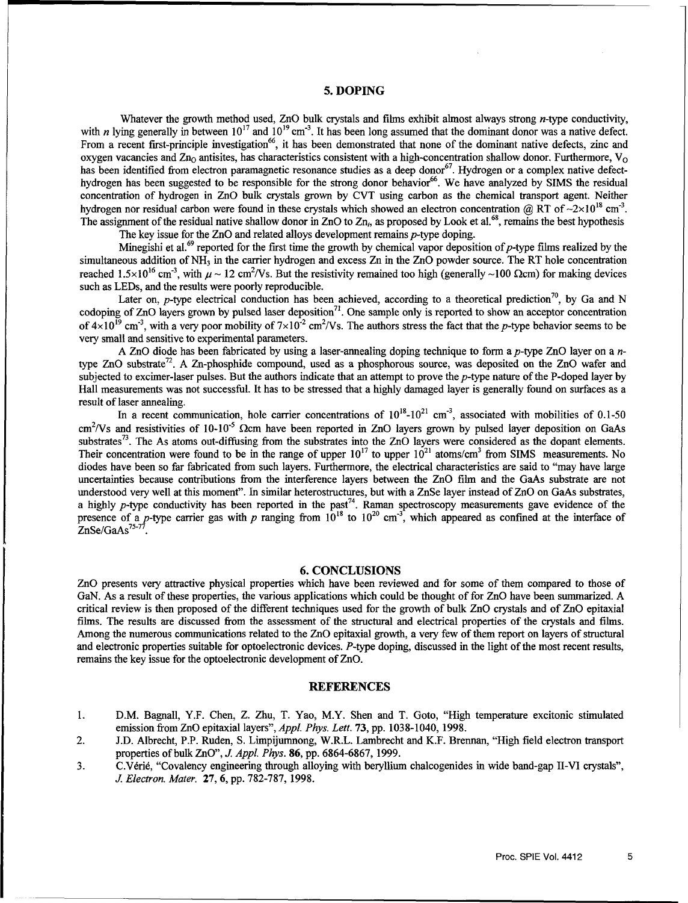## 5. DOPING

Whatever the growth method used, ZnO bulk crystals and films exhibit almost always strong *n*-type conductivity, with *n* lying generally in between $10^{17}$ and $10^{19}$ cm$^{-3}$. It has been long assumed that the dominant donor was a native defect. From a recent first-principle investigation[66], it has been demonstrated that none of the dominant native defects, zinc and oxygen vacancies and $Zn_O$ antisites, has characteristics consistent with a high-concentration shallow donor. Furthermore, $V_O$ has been identified from electron paramagnetic resonance studies as a deep donor[67]. Hydrogen or a complex native defect-hydrogen has been suggested to be responsible for the strong donor behavior[66]. We have analyzed by SIMS the residual concentration of hydrogen in ZnO bulk crystals grown by CVT using carbon as the chemical transport agent. Neither hydrogen nor residual carbon were found in these crystals which showed an electron concentration @ RT of $\sim 2\times10^{18}$ cm$^{-3}$. The assignment of the residual native shallow donor in ZnO to $Zn_i$, as proposed by Look et al.[68], remains the best hypothesis

The key issue for the ZnO and related alloys development remains *p*-type doping.

Minegishi et al.[69] reported for the first time the growth by chemical vapor deposition of *p*-type films realized by the simultaneous addition of $NH_3$ in the carrier hydrogen and excess Zn in the ZnO powder source. The RT hole concentration reached $1.5\times10^{16}$ cm$^{-3}$, with $\mu \sim 12$ cm$^2$/Vs. But the resistivity remained too high (generally ~100 Ωcm) for making devices such as LEDs, and the results were poorly reproducible.

Later on, *p*-type electrical conduction has been achieved, according to a theoretical prediction[70], by Ga and N codoping of ZnO layers grown by pulsed laser deposition[71]. One sample only is reported to show an acceptor concentration of $4\times10^{19}$ cm$^{-3}$, with a very poor mobility of $7\times10^{-2}$ cm$^2$/Vs. The authors stress the fact that the *p*-type behavior seems to be very small and sensitive to experimental parameters.

A ZnO diode has been fabricated by using a laser-annealing doping technique to form a *p*-type ZnO layer on a *n*-type ZnO substrate[72]. A Zn-phosphide compound, used as a phosphorous source, was deposited on the ZnO wafer and subjected to excimer-laser pulses. But the authors indicate that an attempt to prove the *p*-type nature of the P-doped layer by Hall measurements was not successful. It has to be stressed that a highly damaged layer is generally found on surfaces as a result of laser annealing.

In a recent communication, hole carrier concentrations of $10^{18}$-$10^{21}$ cm$^{-3}$, associated with mobilities of 0.1-50 cm$^2$/Vs and resistivities of 10-$10^{-5}$ Ωcm have been reported in ZnO layers grown by pulsed layer deposition on GaAs substrates[73]. The As atoms out-diffusing from the substrates into the ZnO layers were considered as the dopant elements. Their concentration were found to be in the range of upper $10^{17}$ to upper $10^{21}$ atoms/cm$^3$ from SIMS measurements. No diodes have been so far fabricated from such layers. Furthermore, the electrical characteristics are said to "may have large uncertainties because contributions from the interference layers between the ZnO film and the GaAs substrate are not understood very well at this moment". In similar heterostructures, but with a ZnSe layer instead of ZnO on GaAs substrates, a highly *p*-type conductivity has been reported in the past[74]. Raman spectroscopy measurements gave evidence of the presence of a *p*-type carrier gas with *p* ranging from $10^{18}$ to $10^{20}$ cm$^{-3}$, which appeared as confined at the interface of ZnSe/GaAs[75-77].

## 6. CONCLUSIONS

ZnO presents very attractive physical properties which have been reviewed and for some of them compared to those of GaN. As a result of these properties, the various applications which could be thought of for ZnO have been summarized. A critical review is then proposed of the different techniques used for the growth of bulk ZnO crystals and of ZnO epitaxial films. The results are discussed from the assessment of the structural and electrical properties of the crystals and films. Among the numerous communications related to the ZnO epitaxial growth, a very few of them report on layers of structural and electronic properties suitable for optoelectronic devices. *P*-type doping, discussed in the light of the most recent results, remains the key issue for the optoelectronic development of ZnO.

## REFERENCES

1. D.M. Bagnall, Y.F. Chen, Z. Zhu, T. Yao, M.Y. Shen and T. Goto, "High temperature excitonic stimulated emission from ZnO epitaxial layers", *Appl. Phys. Lett.* **73**, pp. 1038-1040, 1998.
2. J.D. Albrecht, P.P. Ruden, S. Limpijumnong, W.R.L. Lambrecht and K.F. Brennan, "High field electron transport properties of bulk ZnO", *J. Appl. Phys.* **86**, pp. 6864-6867, 1999.
3. C.Vérié, "Covalency engineering through alloying with beryllium chalcogenides in wide band-gap II-VI crystals", *J. Electron. Mater.* **27**, **6**, pp. 782-787, 1998.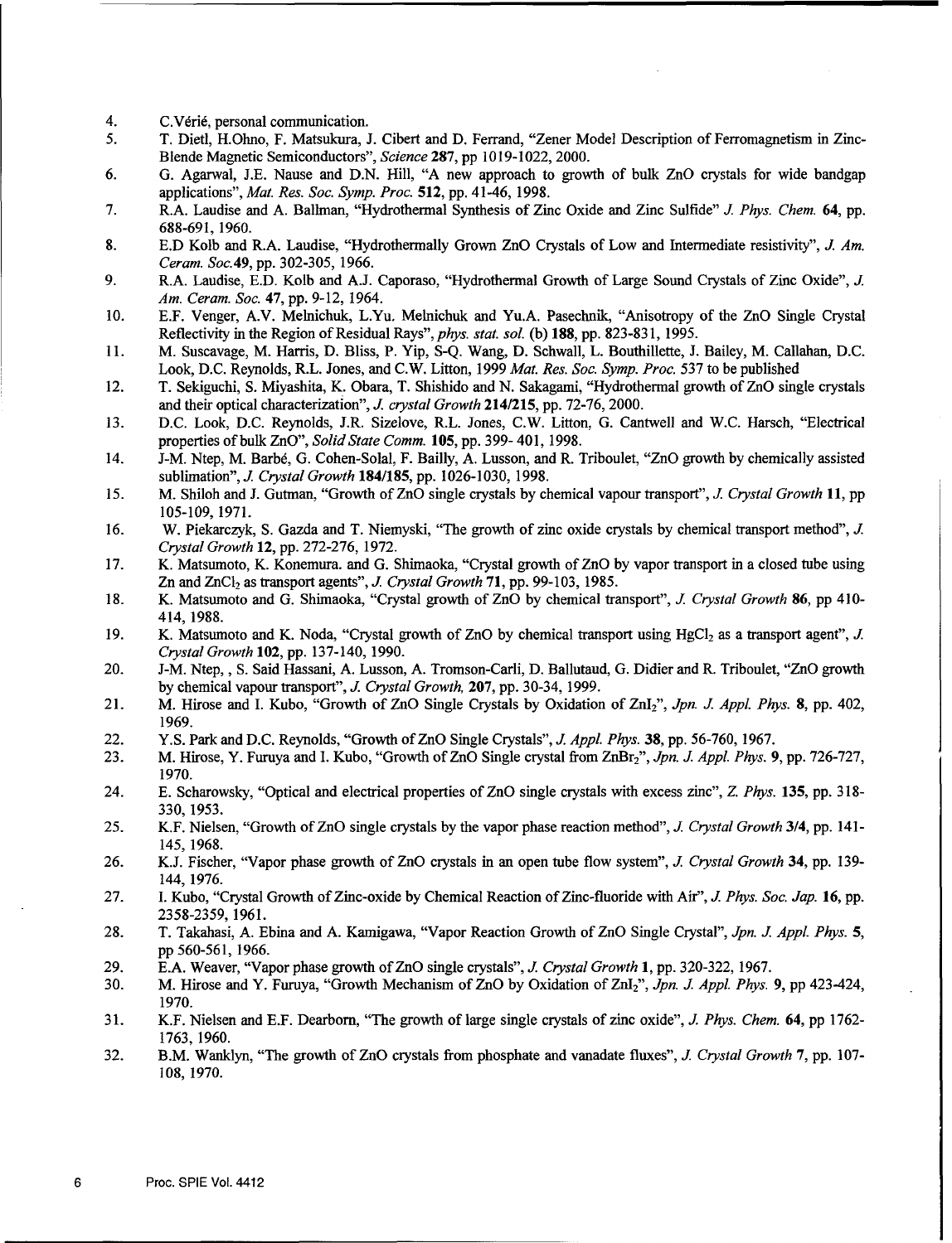4. C.Vérié, personal communication.
5. T. Dietl, H.Ohno, F. Matsukura, J. Cibert and D. Ferrand, "Zener Model Description of Ferromagnetism in Zinc-Blende Magnetic Semiconductors", *Science* **287**, pp 1019-1022, 2000.
6. G. Agarwal, J.E. Nause and D.N. Hill, "A new approach to growth of bulk ZnO crystals for wide bandgap applications", *Mat. Res. Soc. Symp. Proc.* **512**, pp. 41-46, 1998.
7. R.A. Laudise and A. Ballman, "Hydrothermal Synthesis of Zinc Oxide and Zinc Sulfide" *J. Phys. Chem.* **64**, pp. 688-691, 1960.
8. E.D Kolb and R.A. Laudise, "Hydrothermally Grown ZnO Crystals of Low and Intermediate resistivity", *J. Am. Ceram. Soc.***49**, pp. 302-305, 1966.
9. R.A. Laudise, E.D. Kolb and A.J. Caporaso, "Hydrothermal Growth of Large Sound Crystals of Zinc Oxide", *J. Am. Ceram. Soc.* **47**, pp. 9-12, 1964.
10. E.F. Venger, A.V. Melnichuk, L.Yu. Melnichuk and Yu.A. Pasechnik, "Anisotropy of the ZnO Single Crystal Reflectivity in the Region of Residual Rays", *phys. stat. sol.* (b) **188**, pp. 823-831, 1995.
11. M. Suscavage, M. Harris, D. Bliss, P. Yip, S-Q. Wang, D. Schwall, L. Bouthillette, J. Bailey, M. Callahan, D.C. Look, D.C. Reynolds, R.L. Jones, and C.W. Litton, 1999 *Mat. Res. Soc. Symp. Proc.* 537 to be published
12. T. Sekiguchi, S. Miyashita, K. Obara, T. Shishido and N. Sakagami, "Hydrothermal growth of ZnO single crystals and their optical characterization", *J. crystal Growth* **214/215**, pp. 72-76, 2000.
13. D.C. Look, D.C. Reynolds, J.R. Sizelove, R.L. Jones, C.W. Litton, G. Cantwell and W.C. Harsch, "Electrical properties of bulk ZnO", *Solid State Comm.* **105**, pp. 399- 401, 1998.
14. J-M. Ntep, M. Barbé, G. Cohen-Solal, F. Bailly, A. Lusson, and R. Triboulet, "ZnO growth by chemically assisted sublimation", *J. Crystal Growth* **184/185**, pp. 1026-1030, 1998.
15. M. Shiloh and J. Gutman, "Growth of ZnO single crystals by chemical vapour transport", *J. Crystal Growth* **11**, pp 105-109, 1971.
16. W. Piekarczyk, S. Gazda and T. Niemyski, "The growth of zinc oxide crystals by chemical transport method", *J. Crystal Growth* **12**, pp. 272-276, 1972.
17. K. Matsumoto, K. Konemura. and G. Shimaoka, "Crystal growth of ZnO by vapor transport in a closed tube using Zn and $ZnCl_2$ as transport agents", *J. Crystal Growth* **71**, pp. 99-103, 1985.
18. K. Matsumoto and G. Shimaoka, "Crystal growth of ZnO by chemical transport", *J. Crystal Growth* **86**, pp 410-414, 1988.
19. K. Matsumoto and K. Noda, "Crystal growth of ZnO by chemical transport using $HgCl_2$ as a transport agent", *J. Crystal Growth* **102**, pp. 137-140, 1990.
20. J-M. Ntep, , S. Said Hassani, A. Lusson, A. Tromson-Carli, D. Ballutaud, G. Didier and R. Triboulet, "ZnO growth by chemical vapour transport", *J. Crystal Growth,* **207**, pp. 30-34, 1999.
21. M. Hirose and I. Kubo, "Growth of ZnO Single Crystals by Oxidation of $ZnI_2$", *Jpn. J. Appl. Phys.* **8**, pp. 402, 1969.
22. Y.S. Park and D.C. Reynolds, "Growth of ZnO Single Crystals", *J. Appl. Phys.* **38**, pp. 56-760, 1967.
23. M. Hirose, Y. Furuya and I. Kubo, "Growth of ZnO Single crystal from $ZnBr_2$", *Jpn. J. Appl. Phys.* **9**, pp. 726-727, 1970.
24. E. Scharowsky, "Optical and electrical properties of ZnO single crystals with excess zinc", *Z. Phys.* **135**, pp. 318-330, 1953.
25. K.F. Nielsen, "Growth of ZnO single crystals by the vapor phase reaction method", *J. Crystal Growth* **3/4**, pp. 141-145, 1968.
26. K.J. Fischer, "Vapor phase growth of ZnO crystals in an open tube flow system", *J. Crystal Growth* **34**, pp. 139-144, 1976.
27. I. Kubo, "Crystal Growth of Zinc-oxide by Chemical Reaction of Zinc-fluoride with Air", *J. Phys. Soc. Jap.* **16**, pp. 2358-2359, 1961.
28. T. Takahasi, A. Ebina and A. Kamigawa, "Vapor Reaction Growth of ZnO Single Crystal", *Jpn. J. Appl. Phys.* **5**, pp 560-561, 1966.
29. E.A. Weaver, "Vapor phase growth of ZnO single crystals", *J. Crystal Growth* **1**, pp. 320-322, 1967.
30. M. Hirose and Y. Furuya, "Growth Mechanism of ZnO by Oxidation of $ZnI_2$", *Jpn. J. Appl. Phys.* **9**, pp 423-424, 1970.
31. K.F. Nielsen and E.F. Dearborn, "The growth of large single crystals of zinc oxide", *J. Phys. Chem.* **64**, pp 1762-1763, 1960.
32. B.M. Wanklyn, "The growth of ZnO crystals from phosphate and vanadate fluxes", *J. Crystal Growth* **7**, pp. 107-108, 1970.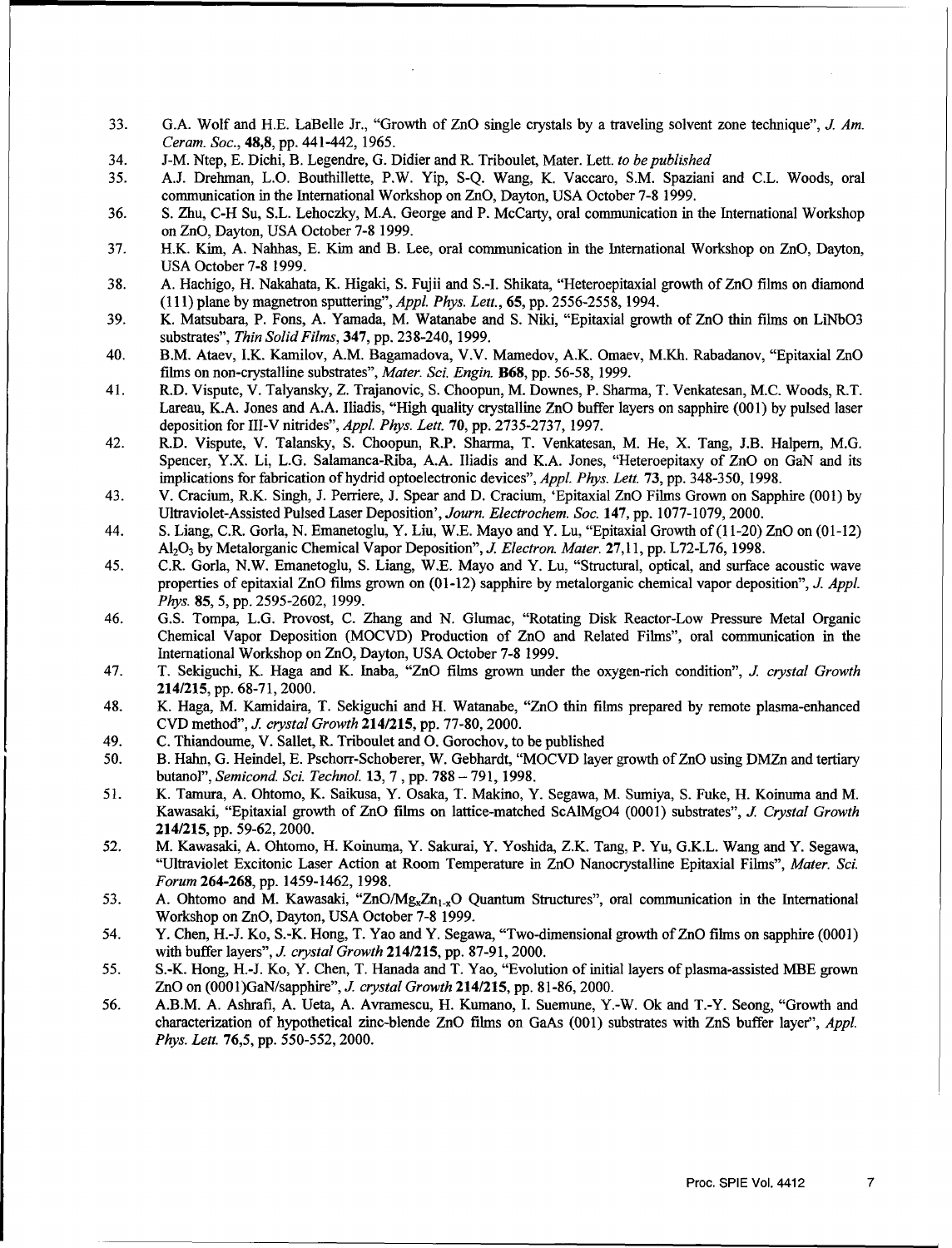33. G.A. Wolf and H.E. LaBelle Jr., "Growth of ZnO single crystals by a traveling solvent zone technique", *J. Am. Ceram. Soc.*, **48,8**, pp. 441-442, 1965.
34. J-M. Ntep, E. Dichi, B. Legendre, G. Didier and R. Triboulet, Mater. Lett. *to be published*
35. A.J. Drehman, L.O. Bouthillette, P.W. Yip, S-Q. Wang, K. Vaccaro, S.M. Spaziani and C.L. Woods, oral communication in the International Workshop on ZnO, Dayton, USA October 7-8 1999.
36. S. Zhu, C-H Su, S.L. Lehoczky, M.A. George and P. McCarty, oral communication in the International Workshop on ZnO, Dayton, USA October 7-8 1999.
37. H.K. Kim, A. Nahhas, E. Kim and B. Lee, oral communication in the International Workshop on ZnO, Dayton, USA October 7-8 1999.
38. A. Hachigo, H. Nakahata, K. Higaki, S. Fujii and S.-I. Shikata, "Heteroepitaxial growth of ZnO films on diamond (111) plane by magnetron sputtering", *Appl. Phys. Lett.*, **65**, pp. 2556-2558, 1994.
39. K. Matsubara, P. Fons, A. Yamada, M. Watanabe and S. Niki, "Epitaxial growth of ZnO thin films on LiNbO3 substrates", *Thin Solid Films*, **347**, pp. 238-240, 1999.
40. B.M. Ataev, I.K. Kamilov, A.M. Bagamadova, V.V. Mamedov, A.K. Omaev, M.Kh. Rabadanov, "Epitaxial ZnO films on non-crystalline substrates", *Mater. Sci. Engin.* **B68**, pp. 56-58, 1999.
41. R.D. Vispute, V. Talyansky, Z. Trajanovic, S. Choopun, M. Downes, P. Sharma, T. Venkatesan, M.C. Woods, R.T. Lareau, K.A. Jones and A.A. Iliadis, "High quality crystalline ZnO buffer layers on sapphire (001) by pulsed laser deposition for III-V nitrides", *Appl. Phys. Lett.* **70**, pp. 2735-2737, 1997.
42. R.D. Vispute, V. Talansky, S. Choopun, R.P. Sharma, T. Venkatesan, M. He, X. Tang, J.B. Halpern, M.G. Spencer, Y.X. Li, L.G. Salamanca-Riba, A.A. Iliadis and K.A. Jones, "Heteroepitaxy of ZnO on GaN and its implications for fabrication of hydrid optoelectronic devices", *Appl. Phys. Lett.* **73**, pp. 348-350, 1998.
43. V. Cracium, R.K. Singh, J. Perriere, J. Spear and D. Cracium, 'Epitaxial ZnO Films Grown on Sapphire (001) by Ultraviolet-Assisted Pulsed Laser Deposition', *Journ. Electrochem. Soc.* **147**, pp. 1077-1079, 2000.
44. S. Liang, C.R. Gorla, N. Emanetoglu, Y. Liu, W.E. Mayo and Y. Lu, "Epitaxial Growth of (11-20) ZnO on (01-12) $Al_2O_3$ by Metalorganic Chemical Vapor Deposition", *J. Electron. Mater.* **27**,11, pp. L72-L76, 1998.
45. C.R. Gorla, N.W. Emanetoglu, S. Liang, W.E. Mayo and Y. Lu, "Structural, optical, and surface acoustic wave properties of epitaxial ZnO films grown on (01-12) sapphire by metalorganic chemical vapor deposition", *J. Appl. Phys.* **85**, 5, pp. 2595-2602, 1999.
46. G.S. Tompa, L.G. Provost, C. Zhang and N. Glumac, "Rotating Disk Reactor-Low Pressure Metal Organic Chemical Vapor Deposition (MOCVD) Production of ZnO and Related Films", oral communication in the International Workshop on ZnO, Dayton, USA October 7-8 1999.
47. T. Sekiguchi, K. Haga and K. Inaba, "ZnO films grown under the oxygen-rich condition", *J. crystal Growth* **214/215**, pp. 68-71, 2000.
48. K. Haga, M. Kamidaira, T. Sekiguchi and H. Watanabe, "ZnO thin films prepared by remote plasma-enhanced CVD method", *J. crystal Growth* **214/215**, pp. 77-80, 2000.
49. C. Thiandoume, V. Sallet, R. Triboulet and O. Gorochov, to be published
50. B. Hahn, G. Heindel, E. Pschorr-Schoberer, W. Gebhardt, "MOCVD layer growth of ZnO using DMZn and tertiary butanol", *Semicond. Sci. Technol.* **13**, 7 , pp. 788 – 791, 1998.
51. K. Tamura, A. Ohtomo, K. Saikusa, Y. Osaka, T. Makino, Y. Segawa, M. Sumiya, S. Fuke, H. Koinuma and M. Kawasaki, "Epitaxial growth of ZnO films on lattice-matched ScAlMgO4 (0001) substrates", *J. Crystal Growth* **214/215**, pp. 59-62, 2000.
52. M. Kawasaki, A. Ohtomo, H. Koinuma, Y. Sakurai, Y. Yoshida, Z.K. Tang, P. Yu, G.K.L. Wang and Y. Segawa, "Ultraviolet Excitonic Laser Action at Room Temperature in ZnO Nanocrystalline Epitaxial Films", *Mater. Sci. Forum* **264-268**, pp. 1459-1462, 1998.
53. A. Ohtomo and M. Kawasaki, "ZnO/$Mg_xZn_{1-x}O$ Quantum Structures", oral communication in the International Workshop on ZnO, Dayton, USA October 7-8 1999.
54. Y. Chen, H.-J. Ko, S.-K. Hong, T. Yao and Y. Segawa, "Two-dimensional growth of ZnO films on sapphire (0001) with buffer layers", *J. crystal Growth* **214/215**, pp. 87-91, 2000.
55. S.-K. Hong, H.-J. Ko, Y. Chen, T. Hanada and T. Yao, "Evolution of initial layers of plasma-assisted MBE grown ZnO on (0001)GaN/sapphire", *J. crystal Growth* **214/215**, pp. 81-86, 2000.
56. A.B.M. A. Ashrafi, A. Ueta, A. Avramescu, H. Kumano, I. Suemune, Y.-W. Ok and T.-Y. Seong, "Growth and characterization of hypothetical zinc-blende ZnO films on GaAs (001) substrates with ZnS buffer layer", *Appl. Phys. Lett.* **76**,5, pp. 550-552, 2000.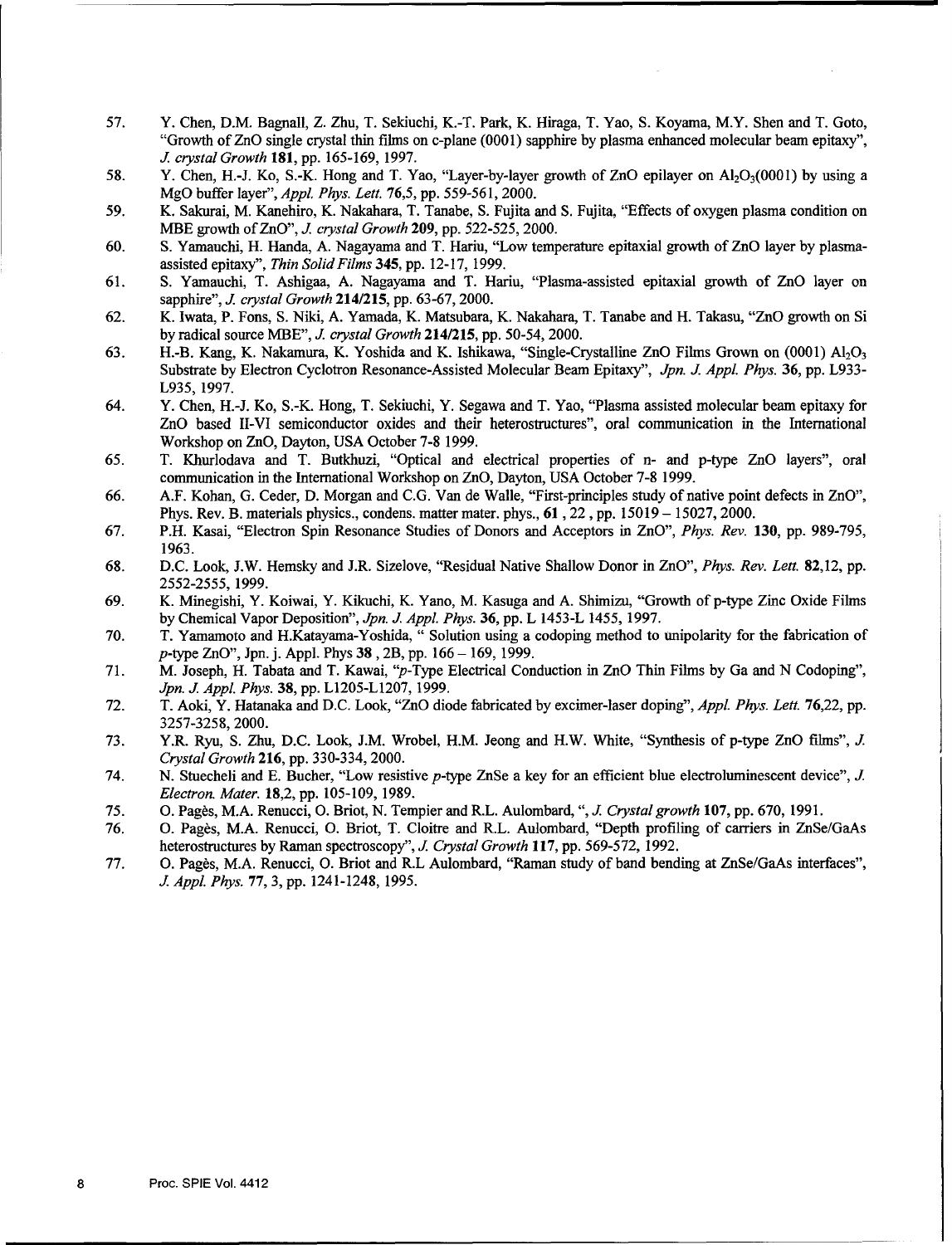57. Y. Chen, D.M. Bagnall, Z. Zhu, T. Sekiuchi, K.-T. Park, K. Hiraga, T. Yao, S. Koyama, M.Y. Shen and T. Goto, "Growth of ZnO single crystal thin films on c-plane (0001) sapphire by plasma enhanced molecular beam epitaxy", *J. crystal Growth* **181**, pp. 165-169, 1997.
58. Y. Chen, H.-J. Ko, S.-K. Hong and T. Yao, "Layer-by-layer growth of ZnO epilayer on $Al_2O_3$(0001) by using a MgO buffer layer", *Appl. Phys. Lett.* **76**,5, pp. 559-561, 2000.
59. K. Sakurai, M. Kanehiro, K. Nakahara, T. Tanabe, S. Fujita and S. Fujita, "Effects of oxygen plasma condition on MBE growth of ZnO", *J. crystal Growth* **209**, pp. 522-525, 2000.
60. S. Yamauchi, H. Handa, A. Nagayama and T. Hariu, "Low temperature epitaxial growth of ZnO layer by plasma-assisted epitaxy", *Thin Solid Films* **345**, pp. 12-17, 1999.
61. S. Yamauchi, T. Ashigaa, A. Nagayama and T. Hariu, "Plasma-assisted epitaxial growth of ZnO layer on sapphire", *J. crystal Growth* **214/215**, pp. 63-67, 2000.
62. K. Iwata, P. Fons, S. Niki, A. Yamada, K. Matsubara, K. Nakahara, T. Tanabe and H. Takasu, "ZnO growth on Si by radical source MBE", *J. crystal Growth* **214/215**, pp. 50-54, 2000.
63. H.-B. Kang, K. Nakamura, K. Yoshida and K. Ishikawa, "Single-Crystalline ZnO Films Grown on (0001) $Al_2O_3$ Substrate by Electron Cyclotron Resonance-Assisted Molecular Beam Epitaxy", *Jpn. J. Appl. Phys.* **36**, pp. L933-L935, 1997.
64. Y. Chen, H.-J. Ko, S.-K. Hong, T. Sekiuchi, Y. Segawa and T. Yao, "Plasma assisted molecular beam epitaxy for ZnO based II-VI semiconductor oxides and their heterostructures", oral communication in the International Workshop on ZnO, Dayton, USA October 7-8 1999.
65. T. Khurlodava and T. Butkhuzi, "Optical and electrical properties of n- and p-type ZnO layers", oral communication in the International Workshop on ZnO, Dayton, USA October 7-8 1999.
66. A.F. Kohan, G. Ceder, D. Morgan and C.G. Van de Walle, "First-principles study of native point defects in ZnO", Phys. Rev. B. materials physics., condens. matter mater. phys., **61** , 22 , pp. 15019 – 15027, 2000.
67. P.H. Kasai, "Electron Spin Resonance Studies of Donors and Acceptors in ZnO", *Phys. Rev.* **130**, pp. 989-795, 1963.
68. D.C. Look, J.W. Hemsky and J.R. Sizelove, "Residual Native Shallow Donor in ZnO", *Phys. Rev. Lett.* **82**,12, pp. 2552-2555, 1999.
69. K. Minegishi, Y. Koiwai, Y. Kikuchi, K. Yano, M. Kasuga and A. Shimizu, "Growth of p-type Zinc Oxide Films by Chemical Vapor Deposition", *Jpn. J. Appl. Phys.* **36**, pp. L 1453-L 1455, 1997.
70. T. Yamamoto and H.Katayama-Yoshida, " Solution using a codoping method to unipolarity for the fabrication of *p*-type ZnO", Jpn. j. Appl. Phys **38** , 2B, pp. 166 – 169, 1999.
71. M. Joseph, H. Tabata and T. Kawai, "*p*-Type Electrical Conduction in ZnO Thin Films by Ga and N Codoping", *Jpn. J. Appl. Phys.* **38**, pp. L1205-L1207, 1999.
72. T. Aoki, Y. Hatanaka and D.C. Look, "ZnO diode fabricated by excimer-laser doping", *Appl. Phys. Lett.* **76**,22, pp. 3257-3258, 2000.
73. Y.R. Ryu, S. Zhu, D.C. Look, J.M. Wrobel, H.M. Jeong and H.W. White, "Synthesis of p-type ZnO films", *J. Crystal Growth* **216**, pp. 330-334, 2000.
74. N. Stuecheli and E. Bucher, "Low resistive *p*-type ZnSe a key for an efficient blue electroluminescent device", *J. Electron. Mater.* **18**,2, pp. 105-109, 1989.
75. O. Pagès, M.A. Renucci, O. Briot, N. Tempier and R.L. Aulombard, ", *J. Crystal growth* **107**, pp. 670, 1991.
76. O. Pagès, M.A. Renucci, O. Briot, T. Cloitre and R.L. Aulombard, "Depth profiling of carriers in ZnSe/GaAs heterostructures by Raman spectroscopy", *J. Crystal Growth* **117**, pp. 569-572, 1992.
77. O. Pagès, M.A. Renucci, O. Briot and R.L Aulombard, "Raman study of band bending at ZnSe/GaAs interfaces", *J. Appl. Phys.* **77**, 3, pp. 1241-1248, 1995.